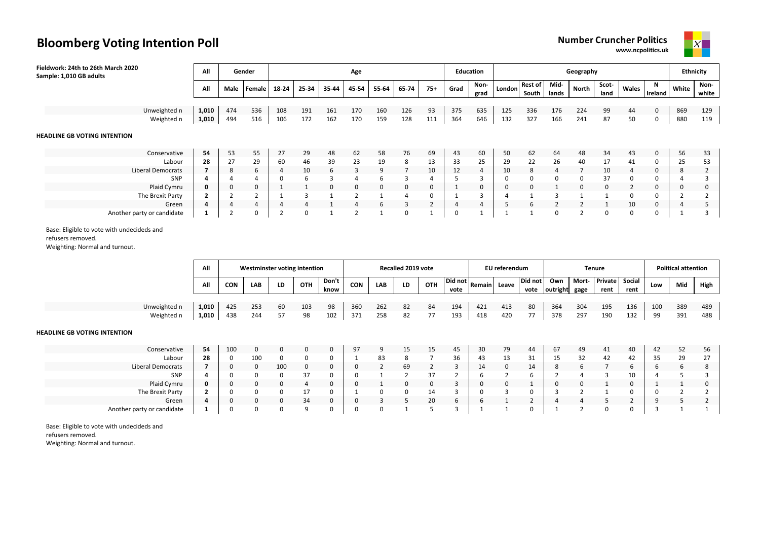# Bloomberg Voting Intention Poll

**Number Cruncher Politics**
www.ncpolitics.uk

**Fieldwork: 24th to 26th March 2020**
**Sample: 1,010 GB adults**

| | All | Gender | | Age | | | | | | | Education | | Geography | | | | | | | Ethnicity | |
|---|---|---|---|---|---|---|---|---|---|---|---|---|---|---|---|---|---|---|---|---|---|
| | All | Male | Female | 18-24 | 25-34 | 35-44 | 45-54 | 55-64 | 65-74 | 75+ | Grad | Non-grad | London | Rest of South | Mid-lands | North | Scot-land | Wales | N Ireland | White | Non-white |
| Unweighted n | 1,010 | 474 | 536 | 108 | 191 | 161 | 170 | 160 | 126 | 93 | 375 | 635 | 125 | 336 | 176 | 224 | 99 | 44 | 0 | 869 | 129 |
| Weighted n | 1,010 | 494 | 516 | 106 | 172 | 162 | 170 | 159 | 128 | 111 | 364 | 646 | 132 | 327 | 166 | 241 | 87 | 50 | 0 | 880 | 119 |
| **HEADLINE GB VOTING INTENTION** | | | | | | | | | | | | | | | | | | | | | |
| Conservative | **54** | 53 | 55 | 27 | 29 | 48 | 62 | 58 | 76 | 69 | 43 | 60 | 50 | 62 | 64 | 48 | 34 | 43 | 0 | 56 | 33 |
| Labour | **28** | 27 | 29 | 60 | 46 | 39 | 23 | 19 | 8 | 13 | 33 | 25 | 29 | 22 | 26 | 40 | 17 | 41 | 0 | 25 | 53 |
| Liberal Democrats | **7** | 8 | 6 | 4 | 10 | 6 | 3 | 9 | 7 | 10 | 12 | 4 | 10 | 8 | 4 | 7 | 10 | 4 | 0 | 8 | 2 |
| SNP | **4** | 4 | 4 | 0 | 6 | 3 | 4 | 6 | 3 | 4 | 5 | 3 | 0 | 0 | 0 | 0 | 37 | 0 | 0 | 4 | 3 |
| Plaid Cymru | **0** | 0 | 0 | 1 | 1 | 0 | 0 | 0 | 0 | 0 | 1 | 0 | 0 | 0 | 1 | 0 | 0 | 2 | 0 | 0 | 0 |
| The Brexit Party | **2** | 2 | 2 | 1 | 3 | 1 | 2 | 1 | 4 | 0 | 1 | 3 | 4 | 1 | 3 | 1 | 1 | 0 | 0 | 2 | 2 |
| Green | **4** | 4 | 4 | 4 | 4 | 1 | 4 | 6 | 3 | 2 | 4 | 4 | 5 | 6 | 2 | 2 | 1 | 10 | 0 | 4 | 5 |
| Another party or candidate | **1** | 2 | 0 | 2 | 0 | 1 | 2 | 1 | 0 | 1 | 0 | 1 | 1 | 1 | 0 | 2 | 0 | 0 | 0 | 1 | 3 |

Base: Eligible to vote with undecideds and refusers removed.
Weighting: Normal and turnout.

| | All | Westminster voting intention | | | | | Recalled 2019 vote | | | | | EU referendum | | | Tenure | | | | Political attention | | |
|---|---|---|---|---|---|---|---|---|---|---|---|---|---|---|---|---|---|---|---|---|---|
| | All | CON | LAB | LD | OTH | Don't know | CON | LAB | LD | OTH | Did not vote | Remain | Leave | Did not vote | Own outright | Mort-gage | Private rent | Social rent | Low | Mid | High |
| Unweighted n | 1,010 | 425 | 253 | 60 | 103 | 98 | 360 | 262 | 82 | 84 | 194 | 421 | 413 | 80 | 364 | 304 | 195 | 136 | 100 | 389 | 489 |
| Weighted n | 1,010 | 438 | 244 | 57 | 98 | 102 | 371 | 258 | 82 | 77 | 193 | 418 | 420 | 77 | 378 | 297 | 190 | 132 | 99 | 391 | 488 |
| **HEADLINE GB VOTING INTENTION** | | | | | | | | | | | | | | | | | | | | | |
| Conservative | **54** | 100 | 0 | 0 | 0 | 0 | 97 | 9 | 15 | 15 | 45 | 30 | 79 | 44 | 67 | 49 | 41 | 40 | 42 | 52 | 56 |
| Labour | **28** | 0 | 100 | 0 | 0 | 0 | 1 | 83 | 8 | 7 | 36 | 43 | 13 | 31 | 15 | 32 | 42 | 42 | 35 | 29 | 27 |
| Liberal Democrats | **7** | 0 | 0 | 100 | 0 | 0 | 0 | 2 | 69 | 2 | 3 | 14 | 0 | 14 | 8 | 6 | 7 | 6 | 6 | 6 | 8 |
| SNP | **4** | 0 | 0 | 0 | 37 | 0 | 0 | 1 | 2 | 37 | 2 | 6 | 2 | 6 | 2 | 4 | 3 | 10 | 4 | 5 | 3 |
| Plaid Cymru | **0** | 0 | 0 | 0 | 4 | 0 | 0 | 1 | 0 | 0 | 3 | 0 | 0 | 1 | 0 | 0 | 1 | 0 | 1 | 1 | 0 |
| The Brexit Party | **2** | 0 | 0 | 0 | 17 | 0 | 1 | 0 | 0 | 14 | 3 | 0 | 3 | 0 | 3 | 2 | 1 | 0 | 0 | 2 | 2 |
| Green | **4** | 0 | 0 | 0 | 34 | 0 | 0 | 3 | 5 | 20 | 6 | 6 | 1 | 2 | 4 | 4 | 5 | 2 | 9 | 5 | 2 |
| Another party or candidate | **1** | 0 | 0 | 0 | 9 | 0 | 0 | 0 | 1 | 5 | 3 | 1 | 1 | 0 | 1 | 2 | 0 | 0 | 3 | 1 | 1 |

Base: Eligible to vote with undecideds and refusers removed.
Weighting: Normal and turnout.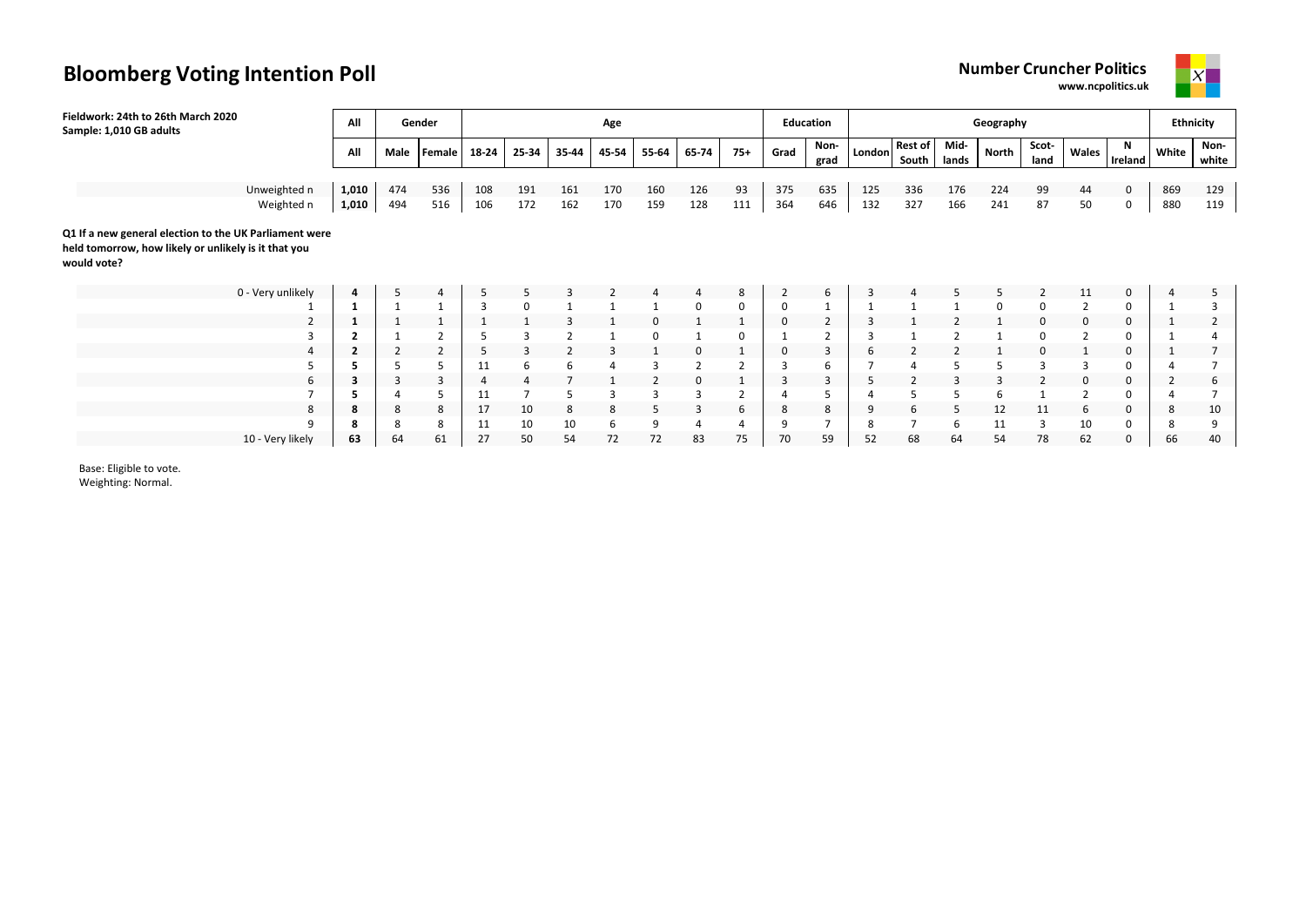# Bloomberg Voting Intention Poll

**Number Cruncher Politics**
**www.ncpolitics.uk**

**Fieldwork: 24th to 26th March 2020**
**Sample: 1,010 GB adults**

| | All | Gender | | Age | | | | | | | Education | | Geography | | | | | | | Ethnicity | |
|---|---|---|---|---|---|---|---|---|---|---|---|---|---|---|---|---|---|---|---|---|---|
| | All | Male | Female | 18-24 | 25-34 | 35-44 | 45-54 | 55-64 | 65-74 | 75+ | Grad | Non-grad | London | Rest of South | Mid-lands | North | Scot-land | Wales | N Ireland | White | Non-white |
| Unweighted n | **1,010** | 474 | 536 | 108 | 191 | 161 | 170 | 160 | 126 | 93 | 375 | 635 | 125 | 336 | 176 | 224 | 99 | 44 | 0 | 869 | 129 |
| Weighted n | **1,010** | 494 | 516 | 106 | 172 | 162 | 170 | 159 | 128 | 111 | 364 | 646 | 132 | 327 | 166 | 241 | 87 | 50 | 0 | 880 | 119 |

**Q1 If a new general election to the UK Parliament were held tomorrow, how likely or unlikely is it that you would vote?**

| | All | Male | Female | 18-24 | 25-34 | 35-44 | 45-54 | 55-64 | 65-74 | 75+ | Grad | Non-grad | London | Rest of South | Mid-lands | North | Scot-land | Wales | N Ireland | White | Non-white |
|---|---|---|---|---|---|---|---|---|---|---|---|---|---|---|---|---|---|---|---|---|---|
| 0 - Very unlikely | **4** | 5 | 4 | 5 | 5 | 3 | 2 | 4 | 4 | 8 | 2 | 6 | 3 | 4 | 5 | 5 | 2 | 11 | 0 | 4 | 5 |
| 1 | **1** | 1 | 1 | 3 | 0 | 1 | 1 | 1 | 0 | 0 | 0 | 1 | 1 | 1 | 1 | 0 | 0 | 2 | 0 | 1 | 3 |
| 2 | **1** | 1 | 1 | 1 | 1 | 3 | 1 | 0 | 1 | 1 | 0 | 2 | 3 | 1 | 2 | 1 | 0 | 0 | 0 | 1 | 2 |
| 3 | **2** | 1 | 2 | 5 | 3 | 2 | 1 | 0 | 1 | 0 | 1 | 2 | 3 | 1 | 2 | 1 | 0 | 2 | 0 | 1 | 4 |
| 4 | **2** | 2 | 2 | 5 | 3 | 2 | 3 | 1 | 0 | 1 | 0 | 3 | 6 | 2 | 2 | 1 | 0 | 1 | 0 | 1 | 7 |
| 5 | **5** | 5 | 5 | 11 | 6 | 6 | 4 | 3 | 2 | 2 | 3 | 6 | 7 | 4 | 5 | 5 | 3 | 3 | 0 | 4 | 7 |
| 6 | **3** | 3 | 3 | 4 | 4 | 7 | 1 | 2 | 0 | 1 | 3 | 3 | 5 | 2 | 3 | 3 | 2 | 0 | 0 | 2 | 6 |
| 7 | **5** | 4 | 5 | 11 | 7 | 5 | 3 | 3 | 3 | 2 | 4 | 5 | 4 | 5 | 5 | 6 | 1 | 2 | 0 | 4 | 7 |
| 8 | **8** | 8 | 8 | 17 | 10 | 8 | 8 | 5 | 3 | 6 | 8 | 8 | 9 | 6 | 5 | 12 | 11 | 6 | 0 | 8 | 10 |
| 9 | **8** | 8 | 8 | 11 | 10 | 10 | 6 | 9 | 4 | 4 | 9 | 7 | 8 | 7 | 6 | 11 | 3 | 10 | 0 | 8 | 9 |
| 10 - Very likely | **63** | 64 | 61 | 27 | 50 | 54 | 72 | 72 | 83 | 75 | 70 | 59 | 52 | 68 | 64 | 54 | 78 | 62 | 0 | 66 | 40 |

Base: Eligible to vote.
Weighting: Normal.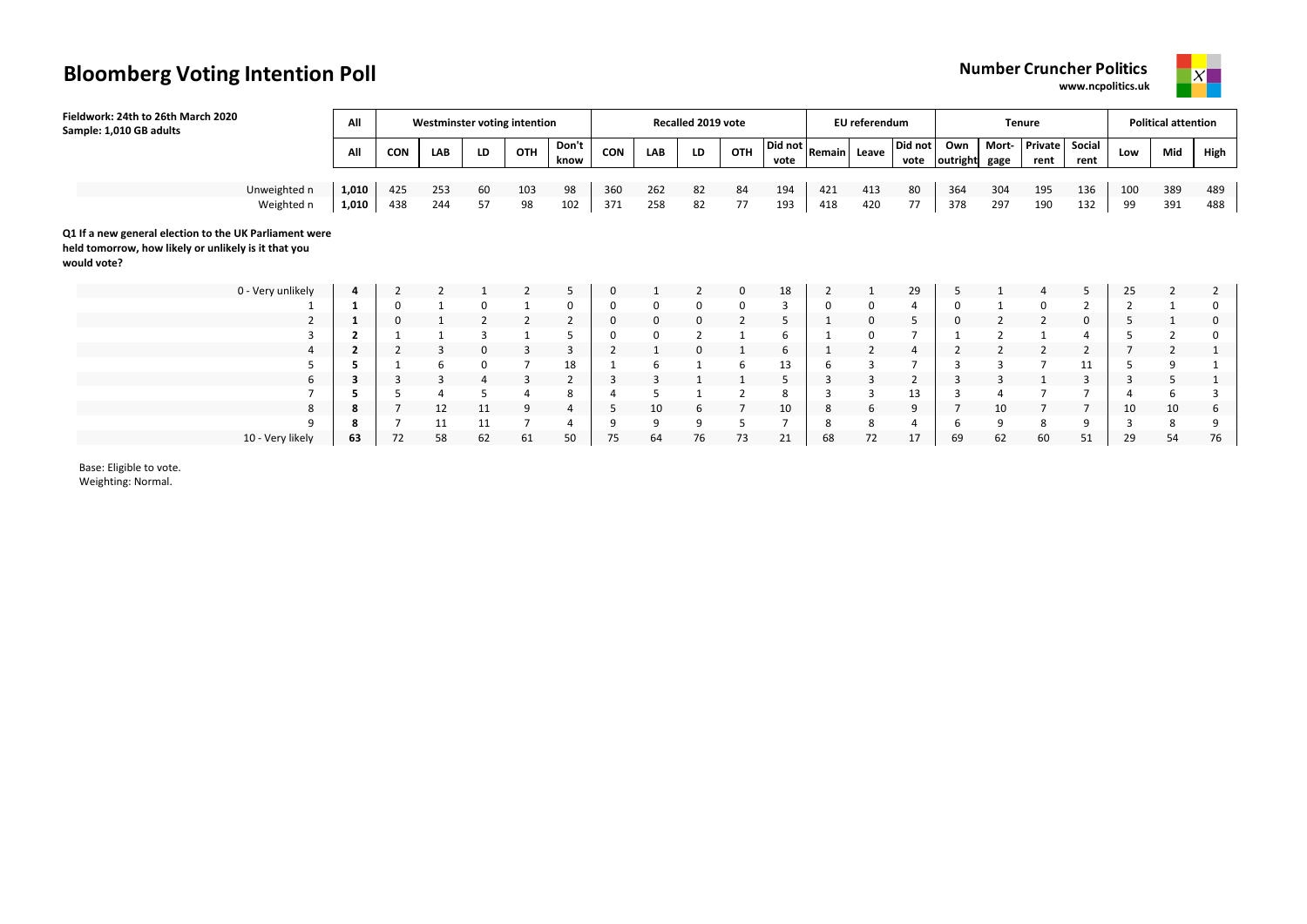# Bloomberg Voting Intention Poll

**Number Cruncher Politics**
**www.ncpolitics.uk**

**Fieldwork: 24th to 26th March 2020**
**Sample: 1,010 GB adults**

| | All | Westminster voting intention | | | | | Recalled 2019 vote | | | | | EU referendum | | | Tenure | | | | Political attention | | |
|---|---|---|---|---|---|---|---|---|---|---|---|---|---|---|---|---|---|---|---|---|---|
| | All | CON | LAB | LD | OTH | Don't know | CON | LAB | LD | OTH | Did not vote | Remain | Leave | Did not vote | Own outright | Mort-gage | Private rent | Social rent | Low | Mid | High |
| Unweighted n | **1,010** | 425 | 253 | 60 | 103 | 98 | 360 | 262 | 82 | 84 | 194 | 421 | 413 | 80 | 364 | 304 | 195 | 136 | 100 | 389 | 489 |
| Weighted n | **1,010** | 438 | 244 | 57 | 98 | 102 | 371 | 258 | 82 | 77 | 193 | 418 | 420 | 77 | 378 | 297 | 190 | 132 | 99 | 391 | 488 |

**Q1 If a new general election to the UK Parliament were held tomorrow, how likely or unlikely is it that you would vote?**

| | All | CON | LAB | LD | OTH | Don't know | CON | LAB | LD | OTH | Did not vote | Remain | Leave | Did not vote | Own outright | Mort-gage | Private rent | Social rent | Low | Mid | High |
|---|---|---|---|---|---|---|---|---|---|---|---|---|---|---|---|---|---|---|---|---|---|
| 0 - Very unlikely | **4** | 2 | 2 | 1 | 2 | 5 | 0 | 1 | 2 | 0 | 18 | 2 | 1 | 29 | 5 | 1 | 4 | 5 | 25 | 2 | 2 |
| 1 | **1** | 0 | 1 | 0 | 1 | 0 | 0 | 0 | 0 | 0 | 3 | 0 | 0 | 4 | 0 | 1 | 0 | 2 | 2 | 1 | 0 |
| 2 | **1** | 0 | 1 | 2 | 2 | 2 | 0 | 0 | 0 | 2 | 5 | 1 | 0 | 5 | 0 | 2 | 2 | 0 | 5 | 1 | 0 |
| 3 | **2** | 1 | 1 | 3 | 1 | 5 | 0 | 0 | 2 | 1 | 6 | 1 | 0 | 7 | 1 | 2 | 1 | 4 | 5 | 2 | 0 |
| 4 | **2** | 2 | 3 | 0 | 3 | 3 | 2 | 1 | 0 | 1 | 6 | 1 | 2 | 4 | 2 | 2 | 2 | 2 | 7 | 2 | 1 |
| 5 | **5** | 1 | 6 | 0 | 7 | 18 | 1 | 6 | 1 | 6 | 13 | 6 | 3 | 7 | 3 | 3 | 7 | 11 | 5 | 9 | 1 |
| 6 | **3** | 3 | 3 | 4 | 3 | 2 | 3 | 3 | 1 | 1 | 5 | 3 | 3 | 2 | 3 | 3 | 1 | 3 | 3 | 5 | 1 |
| 7 | **5** | 5 | 4 | 5 | 4 | 8 | 4 | 5 | 1 | 2 | 8 | 3 | 3 | 13 | 3 | 4 | 7 | 7 | 4 | 6 | 3 |
| 8 | **8** | 7 | 12 | 11 | 9 | 4 | 5 | 10 | 6 | 7 | 10 | 8 | 6 | 9 | 7 | 10 | 7 | 7 | 10 | 10 | 6 |
| 9 | **8** | 7 | 11 | 11 | 7 | 4 | 9 | 9 | 9 | 5 | 7 | 8 | 8 | 4 | 6 | 9 | 8 | 9 | 3 | 8 | 9 |
| 10 - Very likely | **63** | 72 | 58 | 62 | 61 | 50 | 75 | 64 | 76 | 73 | 21 | 68 | 72 | 17 | 69 | 62 | 60 | 51 | 29 | 54 | 76 |

Base: Eligible to vote.
Weighting: Normal.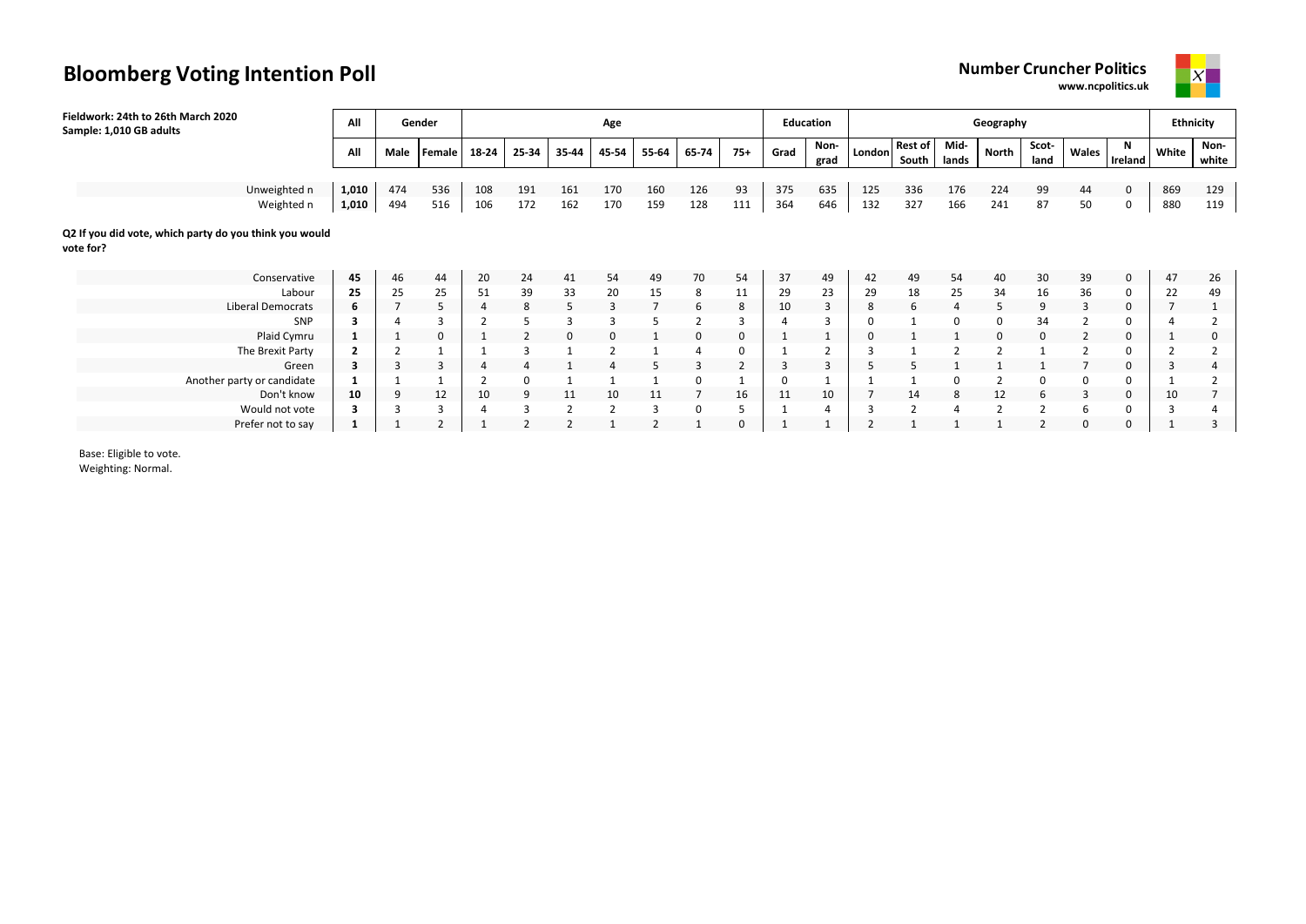# Bloomberg Voting Intention Poll

**Number Cruncher Politics**
**www.ncpolitics.uk**

**Fieldwork: 24th to 26th March 2020**
**Sample: 1,010 GB adults**

| | All | Gender | | Age | | | | | | | Education | | Geography | | | | | | | Ethnicity | |
|---|---|---|---|---|---|---|---|---|---|---|---|---|---|---|---|---|---|---|---|---|---|
| | All | Male | Female | 18-24 | 25-34 | 35-44 | 45-54 | 55-64 | 65-74 | 75+ | Grad | Non-grad | London | Rest of South | Mid-lands | North | Scot-land | Wales | N Ireland | White | Non-white |
| Unweighted n | **1,010** | 474 | 536 | 108 | 191 | 161 | 170 | 160 | 126 | 93 | 375 | 635 | 125 | 336 | 176 | 224 | 99 | 44 | 0 | 869 | 129 |
| Weighted n | **1,010** | 494 | 516 | 106 | 172 | 162 | 170 | 159 | 128 | 111 | 364 | 646 | 132 | 327 | 166 | 241 | 87 | 50 | 0 | 880 | 119 |

**Q2 If you did vote, which party do you think you would vote for?**

| | All | Male | Female | 18-24 | 25-34 | 35-44 | 45-54 | 55-64 | 65-74 | 75+ | Grad | Non-grad | London | Rest of South | Mid-lands | North | Scot-land | Wales | N Ireland | White | Non-white |
|---|---|---|---|---|---|---|---|---|---|---|---|---|---|---|---|---|---|---|---|---|---|
| Conservative | **45** | 46 | 44 | 20 | 24 | 41 | 54 | 49 | 70 | 54 | 37 | 49 | 42 | 49 | 54 | 40 | 30 | 39 | 0 | 47 | 26 |
| Labour | **25** | 25 | 25 | 51 | 39 | 33 | 20 | 15 | 8 | 11 | 29 | 23 | 29 | 18 | 25 | 34 | 16 | 36 | 0 | 22 | 49 |
| Liberal Democrats | **6** | 7 | 5 | 4 | 8 | 5 | 3 | 7 | 6 | 8 | 10 | 3 | 8 | 6 | 4 | 5 | 9 | 3 | 0 | 7 | 1 |
| SNP | **3** | 4 | 3 | 2 | 5 | 3 | 3 | 5 | 2 | 3 | 4 | 3 | 0 | 1 | 0 | 0 | 34 | 2 | 0 | 4 | 2 |
| Plaid Cymru | **1** | 1 | 0 | 1 | 2 | 0 | 0 | 1 | 0 | 0 | 1 | 1 | 0 | 1 | 1 | 0 | 0 | 2 | 0 | 1 | 0 |
| The Brexit Party | **2** | 2 | 1 | 1 | 3 | 1 | 2 | 1 | 4 | 0 | 1 | 2 | 3 | 1 | 2 | 2 | 1 | 2 | 0 | 2 | 2 |
| Green | **3** | 3 | 3 | 4 | 4 | 1 | 4 | 5 | 3 | 2 | 3 | 3 | 5 | 5 | 1 | 1 | 1 | 7 | 0 | 3 | 4 |
| Another party or candidate | **1** | 1 | 1 | 2 | 0 | 1 | 1 | 1 | 0 | 1 | 0 | 1 | 1 | 1 | 0 | 2 | 0 | 0 | 0 | 1 | 2 |
| Don't know | **10** | 9 | 12 | 10 | 9 | 11 | 10 | 11 | 7 | 16 | 11 | 10 | 7 | 14 | 8 | 12 | 6 | 3 | 0 | 10 | 7 |
| Would not vote | **3** | 3 | 3 | 4 | 3 | 2 | 2 | 3 | 0 | 5 | 1 | 4 | 3 | 2 | 4 | 2 | 2 | 6 | 0 | 3 | 4 |
| Prefer not to say | **1** | 1 | 2 | 1 | 2 | 2 | 1 | 2 | 1 | 0 | 1 | 1 | 2 | 1 | 1 | 1 | 2 | 0 | 0 | 1 | 3 |

Base: Eligible to vote.
Weighting: Normal.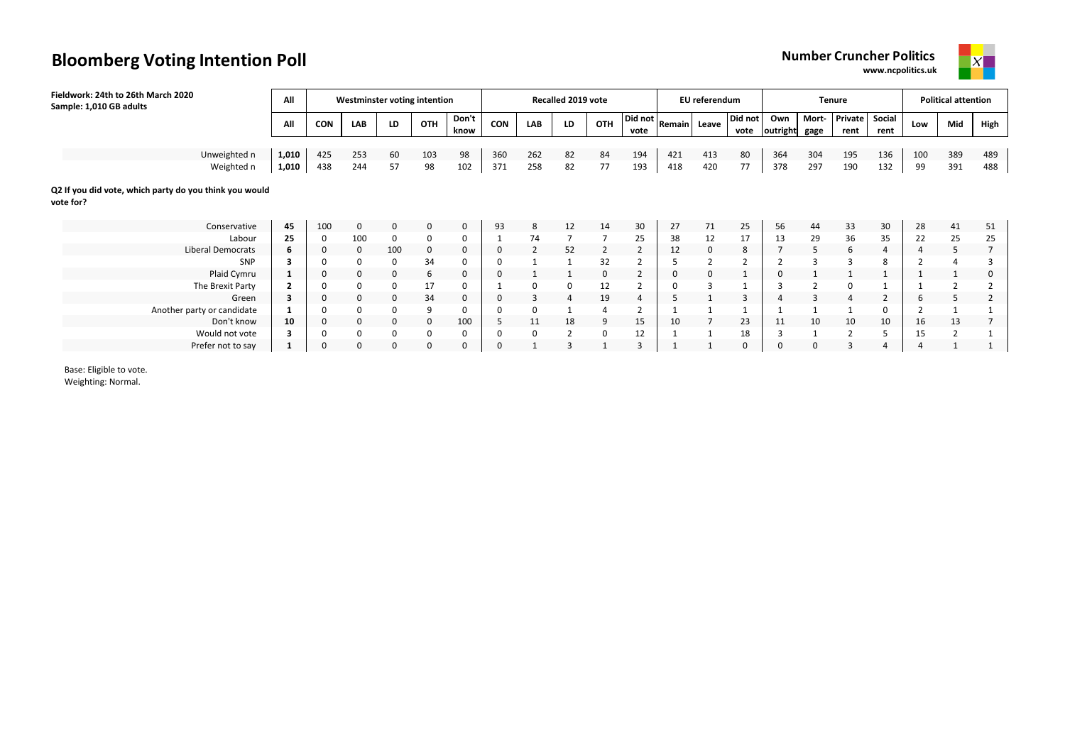# Bloomberg Voting Intention Poll

**Number Cruncher Politics**
**www.ncpolitics.uk**

**Fieldwork: 24th to 26th March 2020**
**Sample: 1,010 GB adults**

| | All | Westminster voting intention | | | | | Recalled 2019 vote | | | | | EU referendum | | | Tenure | | | | Political attention | | |
|---|---|---|---|---|---|---|---|---|---|---|---|---|---|---|---|---|---|---|---|---|---|
| | All | CON | LAB | LD | OTH | Don't know | CON | LAB | LD | OTH | Did not vote | Remain | Leave | Did not vote | Own outright | Mort-gage | Private rent | Social rent | Low | Mid | High |
| Unweighted n | 1,010 | 425 | 253 | 60 | 103 | 98 | 360 | 262 | 82 | 84 | 194 | 421 | 413 | 80 | 364 | 304 | 195 | 136 | 100 | 389 | 489 |
| Weighted n | 1,010 | 438 | 244 | 57 | 98 | 102 | 371 | 258 | 82 | 77 | 193 | 418 | 420 | 77 | 378 | 297 | 190 | 132 | 99 | 391 | 488 |
| **Q2 If you did vote, which party do you think you would vote for?** | | | | | | | | | | | | | | | | | | | | | |
| Conservative | **45** | 100 | 0 | 0 | 0 | 0 | 93 | 8 | 12 | 14 | 30 | 27 | 71 | 25 | 56 | 44 | 33 | 30 | 28 | 41 | 51 |
| Labour | **25** | 0 | 100 | 0 | 0 | 0 | 1 | 74 | 7 | 7 | 25 | 38 | 12 | 17 | 13 | 29 | 36 | 35 | 22 | 25 | 25 |
| Liberal Democrats | **6** | 0 | 0 | 100 | 0 | 0 | 0 | 2 | 52 | 2 | 2 | 12 | 0 | 8 | 7 | 5 | 6 | 4 | 4 | 5 | 7 |
| SNP | **3** | 0 | 0 | 0 | 34 | 0 | 0 | 1 | 1 | 32 | 2 | 5 | 2 | 2 | 2 | 3 | 3 | 8 | 2 | 4 | 3 |
| Plaid Cymru | **1** | 0 | 0 | 0 | 6 | 0 | 0 | 1 | 1 | 0 | 2 | 0 | 0 | 1 | 0 | 1 | 1 | 1 | 1 | 1 | 0 |
| The Brexit Party | **2** | 0 | 0 | 0 | 17 | 0 | 1 | 0 | 0 | 12 | 2 | 0 | 3 | 1 | 3 | 2 | 0 | 1 | 1 | 2 | 2 |
| Green | **3** | 0 | 0 | 0 | 34 | 0 | 0 | 3 | 4 | 19 | 4 | 5 | 1 | 3 | 4 | 3 | 4 | 2 | 6 | 5 | 2 |
| Another party or candidate | **1** | 0 | 0 | 0 | 9 | 0 | 0 | 0 | 1 | 4 | 2 | 1 | 1 | 1 | 1 | 1 | 1 | 0 | 2 | 1 | 1 |
| Don't know | **10** | 0 | 0 | 0 | 0 | 100 | 5 | 11 | 18 | 9 | 15 | 10 | 7 | 23 | 11 | 10 | 10 | 10 | 16 | 13 | 7 |
| Would not vote | **3** | 0 | 0 | 0 | 0 | 0 | 0 | 0 | 2 | 0 | 12 | 1 | 1 | 18 | 3 | 1 | 2 | 5 | 15 | 2 | 1 |
| Prefer not to say | **1** | 0 | 0 | 0 | 0 | 0 | 0 | 1 | 3 | 1 | 3 | 1 | 1 | 0 | 0 | 0 | 3 | 4 | 4 | 1 | 1 |

Base: Eligible to vote.
Weighting: Normal.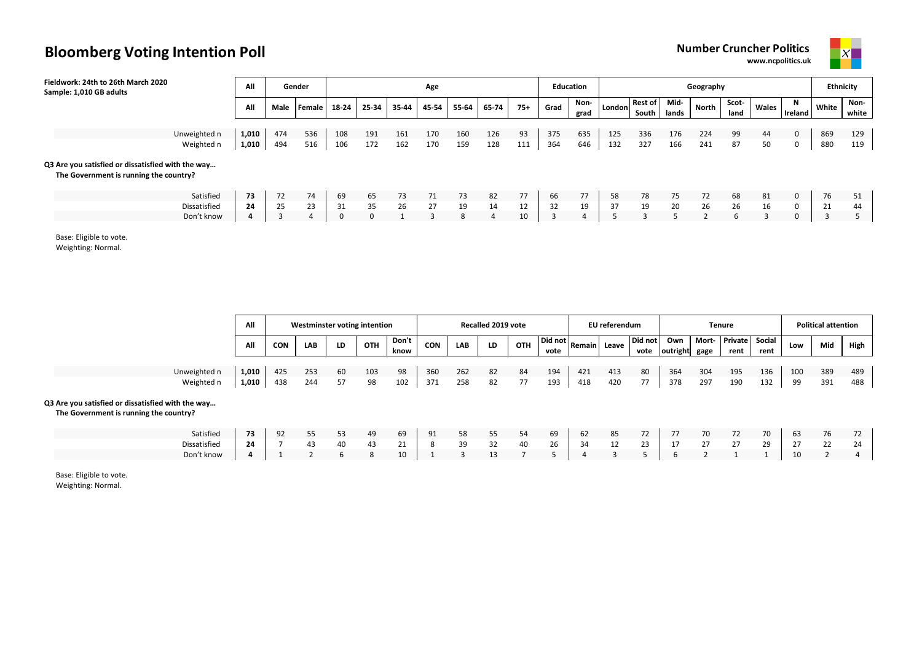# Bloomberg Voting Intention Poll

**Number Cruncher Politics**
www.ncpolitics.uk

**Fieldwork: 24th to 26th March 2020**
**Sample: 1,010 GB adults**

| | All | Gender | | Age | | | | | | | Education | | Geography | | | | | | | Ethnicity | |
|---|---|---|---|---|---|---|---|---|---|---|---|---|---|---|---|---|---|---|---|---|---|
| | All | Male | Female | 18-24 | 25-34 | 35-44 | 45-54 | 55-64 | 65-74 | 75+ | Grad | Non-grad | London | Rest of South | Mid-lands | North | Scot-land | Wales | N Ireland | White | Non-white |
| Unweighted n | 1,010 | 474 | 536 | 108 | 191 | 161 | 170 | 160 | 126 | 93 | 375 | 635 | 125 | 336 | 176 | 224 | 99 | 44 | 0 | 869 | 129 |
| Weighted n | 1,010 | 494 | 516 | 106 | 172 | 162 | 170 | 159 | 128 | 111 | 364 | 646 | 132 | 327 | 166 | 241 | 87 | 50 | 0 | 880 | 119 |
| **Q3 Are you satisfied or dissatisfied with the way… The Government is running the country?** | | | | | | | | | | | | | | | | | | | | | |
| Satisfied | 73 | 72 | 74 | 69 | 65 | 73 | 71 | 73 | 82 | 77 | 66 | 77 | 58 | 78 | 75 | 72 | 68 | 81 | 0 | 76 | 51 |
| Dissatisfied | 24 | 25 | 23 | 31 | 35 | 26 | 27 | 19 | 14 | 12 | 32 | 19 | 37 | 19 | 20 | 26 | 26 | 16 | 0 | 21 | 44 |
| Don't know | 4 | 3 | 4 | 0 | 0 | 1 | 3 | 8 | 4 | 10 | 3 | 4 | 5 | 3 | 5 | 2 | 6 | 3 | 0 | 3 | 5 |

Base: Eligible to vote.
Weighting: Normal.

| | All | Westminster voting intention | | | | | Recalled 2019 vote | | | | | EU referendum | | | Tenure | | | | Political attention | | |
|---|---|---|---|---|---|---|---|---|---|---|---|---|---|---|---|---|---|---|---|---|---|
| | All | CON | LAB | LD | OTH | Don't know | CON | LAB | LD | OTH | Did not vote | Remain | Leave | Did not vote | Own outright | Mort-gage | Private rent | Social rent | Low | Mid | High |
| Unweighted n | 1,010 | 425 | 253 | 60 | 103 | 98 | 360 | 262 | 82 | 84 | 194 | 421 | 413 | 80 | 364 | 304 | 195 | 136 | 100 | 389 | 489 |
| Weighted n | 1,010 | 438 | 244 | 57 | 98 | 102 | 371 | 258 | 82 | 77 | 193 | 418 | 420 | 77 | 378 | 297 | 190 | 132 | 99 | 391 | 488 |
| **Q3 Are you satisfied or dissatisfied with the way… The Government is running the country?** | | | | | | | | | | | | | | | | | | | | | |
| Satisfied | 73 | 92 | 55 | 53 | 49 | 69 | 91 | 58 | 55 | 54 | 69 | 62 | 85 | 72 | 77 | 70 | 72 | 70 | 63 | 76 | 72 |
| Dissatisfied | 24 | 7 | 43 | 40 | 43 | 21 | 8 | 39 | 32 | 40 | 26 | 34 | 12 | 23 | 17 | 27 | 27 | 29 | 27 | 22 | 24 |
| Don't know | 4 | 1 | 2 | 6 | 8 | 10 | 1 | 3 | 13 | 7 | 5 | 4 | 3 | 5 | 6 | 2 | 1 | 1 | 10 | 2 | 4 |

Base: Eligible to vote.
Weighting: Normal.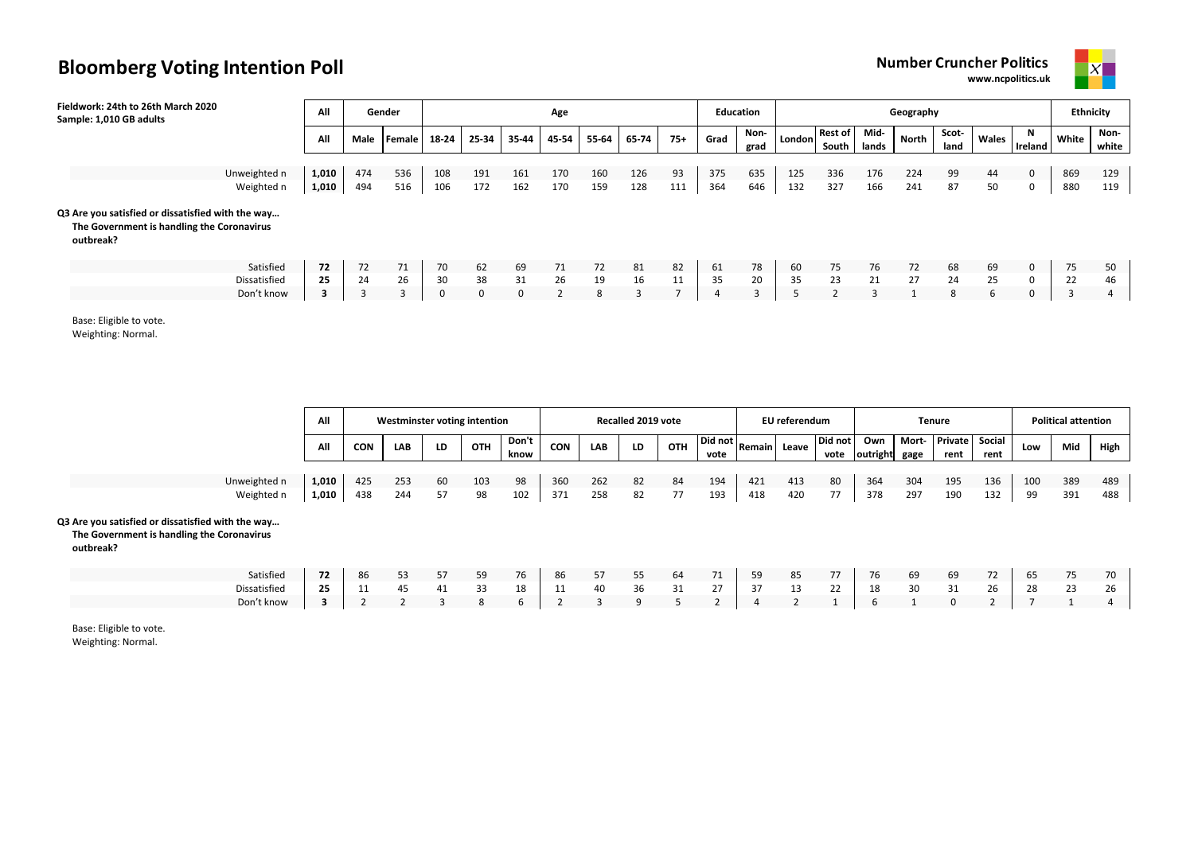# Bloomberg Voting Intention Poll

**Number Cruncher Politics**
www.ncpolitics.uk

**Fieldwork: 24th to 26th March 2020**
**Sample: 1,010 GB adults**

| | All | Gender | | Age | | | | | | | Education | | Geography | | | | | | | Ethnicity | |
|---|---|---|---|---|---|---|---|---|---|---|---|---|---|---|---|---|---|---|---|---|---|
| | All | Male | Female | 18-24 | 25-34 | 35-44 | 45-54 | 55-64 | 65-74 | 75+ | Grad | Non-grad | London | Rest of South | Mid-lands | North | Scot-land | Wales | N Ireland | White | Non-white |
| Unweighted n | 1,010 | 474 | 536 | 108 | 191 | 161 | 170 | 160 | 126 | 93 | 375 | 635 | 125 | 336 | 176 | 224 | 99 | 44 | 0 | 869 | 129 |
| Weighted n | 1,010 | 494 | 516 | 106 | 172 | 162 | 170 | 159 | 128 | 111 | 364 | 646 | 132 | 327 | 166 | 241 | 87 | 50 | 0 | 880 | 119 |
| **Q3 Are you satisfied or dissatisfied with the way… The Government is handling the Coronavirus outbreak?** | | | | | | | | | | | | | | | | | | | | | |
| Satisfied | **72** | 72 | 71 | 70 | 62 | 69 | 71 | 72 | 81 | 82 | 61 | 78 | 60 | 75 | 76 | 72 | 68 | 69 | 0 | 75 | 50 |
| Dissatisfied | **25** | 24 | 26 | 30 | 38 | 31 | 26 | 19 | 16 | 11 | 35 | 20 | 35 | 23 | 21 | 27 | 24 | 25 | 0 | 22 | 46 |
| Don't know | **3** | 3 | 3 | 0 | 0 | 0 | 2 | 8 | 3 | 7 | 4 | 3 | 5 | 2 | 3 | 1 | 8 | 6 | 0 | 3 | 4 |

Base: Eligible to vote.
Weighting: Normal.

| | All | Westminster voting intention | | | | | Recalled 2019 vote | | | | | EU referendum | | | Tenure | | | | Political attention | | |
|---|---|---|---|---|---|---|---|---|---|---|---|---|---|---|---|---|---|---|---|---|---|
| | All | CON | LAB | LD | OTH | Don't know | CON | LAB | LD | OTH | Did not vote | Remain | Leave | Did not vote | Own outright | Mort-gage | Private rent | Social rent | Low | Mid | High |
| Unweighted n | 1,010 | 425 | 253 | 60 | 103 | 98 | 360 | 262 | 82 | 84 | 194 | 421 | 413 | 80 | 364 | 304 | 195 | 136 | 100 | 389 | 489 |
| Weighted n | 1,010 | 438 | 244 | 57 | 98 | 102 | 371 | 258 | 82 | 77 | 193 | 418 | 420 | 77 | 378 | 297 | 190 | 132 | 99 | 391 | 488 |
| **Q3 Are you satisfied or dissatisfied with the way… The Government is handling the Coronavirus outbreak?** | | | | | | | | | | | | | | | | | | | | | |
| Satisfied | **72** | 86 | 53 | 57 | 59 | 76 | 86 | 57 | 55 | 64 | 71 | 59 | 85 | 77 | 76 | 69 | 69 | 72 | 65 | 75 | 70 |
| Dissatisfied | **25** | 11 | 45 | 41 | 33 | 18 | 11 | 40 | 36 | 31 | 27 | 37 | 13 | 22 | 18 | 30 | 31 | 26 | 28 | 23 | 26 |
| Don't know | **3** | 2 | 2 | 3 | 8 | 6 | 2 | 3 | 9 | 5 | 2 | 4 | 2 | 1 | 6 | 1 | 0 | 2 | 7 | 1 | 4 |

Base: Eligible to vote.
Weighting: Normal.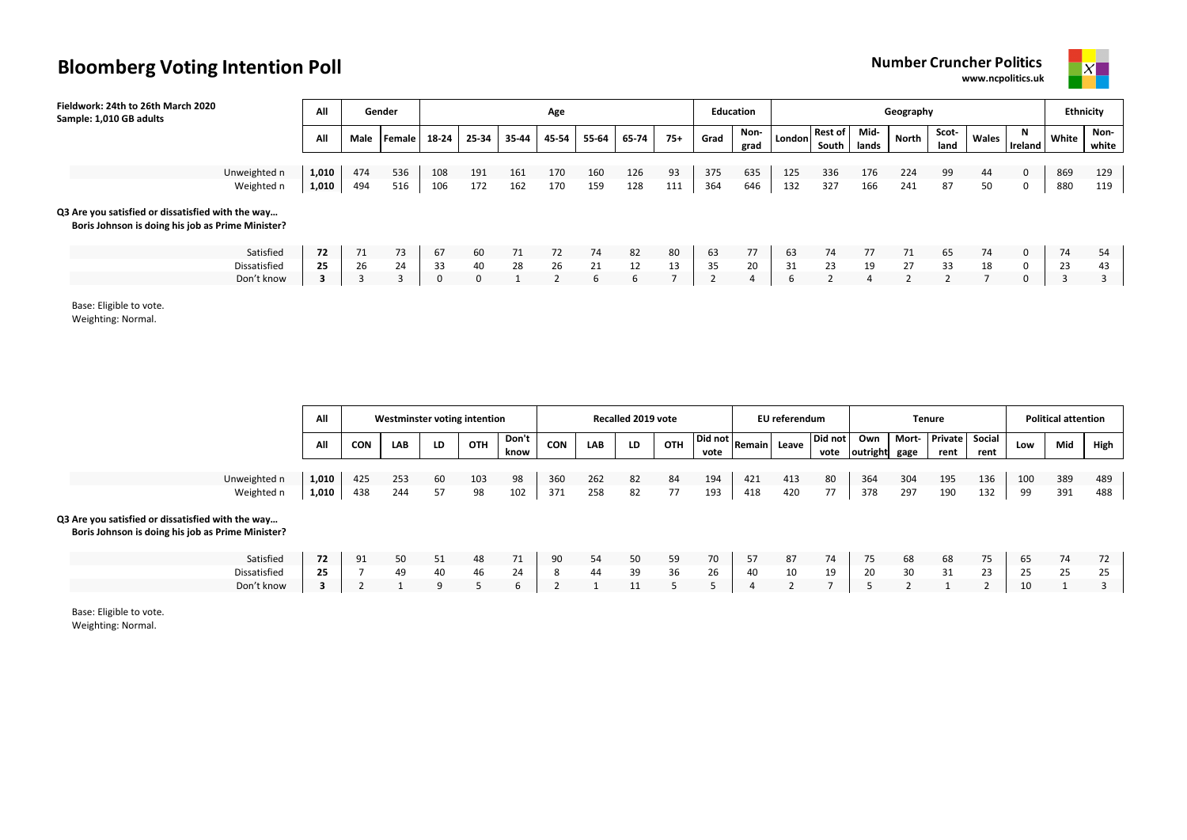# Bloomberg Voting Intention Poll

**Number Cruncher Politics**
**www.ncpolitics.uk**

**Fieldwork: 24th to 26th March 2020**
**Sample: 1,010 GB adults**

| | All | Gender | | Age | | | | | | | Education | | Geography | | | | | | | Ethnicity | |
|---|---|---|---|---|---|---|---|---|---|---|---|---|---|---|---|---|---|---|---|---|---|
| | All | Male | Female | 18-24 | 25-34 | 35-44 | 45-54 | 55-64 | 65-74 | 75+ | Grad | Non-grad | London | Rest of South | Mid-lands | North | Scot-land | Wales | N Ireland | White | Non-white |
| Unweighted n | 1,010 | 474 | 536 | 108 | 191 | 161 | 170 | 160 | 126 | 93 | 375 | 635 | 125 | 336 | 176 | 224 | 99 | 44 | 0 | 869 | 129 |
| Weighted n | 1,010 | 494 | 516 | 106 | 172 | 162 | 170 | 159 | 128 | 111 | 364 | 646 | 132 | 327 | 166 | 241 | 87 | 50 | 0 | 880 | 119 |
| **Q3 Are you satisfied or dissatisfied with the way… Boris Johnson is doing his job as Prime Minister?** | | | | | | | | | | | | | | | | | | | | | |
| Satisfied | **72** | 71 | 73 | 67 | 60 | 71 | 72 | 74 | 82 | 80 | 63 | 77 | 63 | 74 | 77 | 71 | 65 | 74 | 0 | 74 | 54 |
| Dissatisfied | **25** | 26 | 24 | 33 | 40 | 28 | 26 | 21 | 12 | 13 | 35 | 20 | 31 | 23 | 19 | 27 | 33 | 18 | 0 | 23 | 43 |
| Don't know | **3** | 3 | 3 | 0 | 0 | 1 | 2 | 6 | 6 | 7 | 2 | 4 | 6 | 2 | 4 | 2 | 2 | 7 | 0 | 3 | 3 |

Base: Eligible to vote.
Weighting: Normal.

| | All | Westminster voting intention | | | | | Recalled 2019 vote | | | | | EU referendum | | | Tenure | | | | Political attention | | |
|---|---|---|---|---|---|---|---|---|---|---|---|---|---|---|---|---|---|---|---|---|---|
| | All | CON | LAB | LD | OTH | Don't know | CON | LAB | LD | OTH | Did not vote | Remain | Leave | Did not vote | Own outright | Mort-gage | Private rent | Social rent | Low | Mid | High |
| Unweighted n | 1,010 | 425 | 253 | 60 | 103 | 98 | 360 | 262 | 82 | 84 | 194 | 421 | 413 | 80 | 364 | 304 | 195 | 136 | 100 | 389 | 489 |
| Weighted n | 1,010 | 438 | 244 | 57 | 98 | 102 | 371 | 258 | 82 | 77 | 193 | 418 | 420 | 77 | 378 | 297 | 190 | 132 | 99 | 391 | 488 |
| **Q3 Are you satisfied or dissatisfied with the way… Boris Johnson is doing his job as Prime Minister?** | | | | | | | | | | | | | | | | | | | | | |
| Satisfied | **72** | 91 | 50 | 51 | 48 | 71 | 90 | 54 | 50 | 59 | 70 | 57 | 87 | 74 | 75 | 68 | 68 | 75 | 65 | 74 | 72 |
| Dissatisfied | **25** | 7 | 49 | 40 | 46 | 24 | 8 | 44 | 39 | 36 | 26 | 40 | 10 | 19 | 20 | 30 | 31 | 23 | 25 | 25 | 25 |
| Don't know | **3** | 2 | 1 | 9 | 5 | 6 | 2 | 1 | 11 | 5 | 5 | 4 | 2 | 7 | 5 | 2 | 1 | 2 | 10 | 1 | 3 |

Base: Eligible to vote.
Weighting: Normal.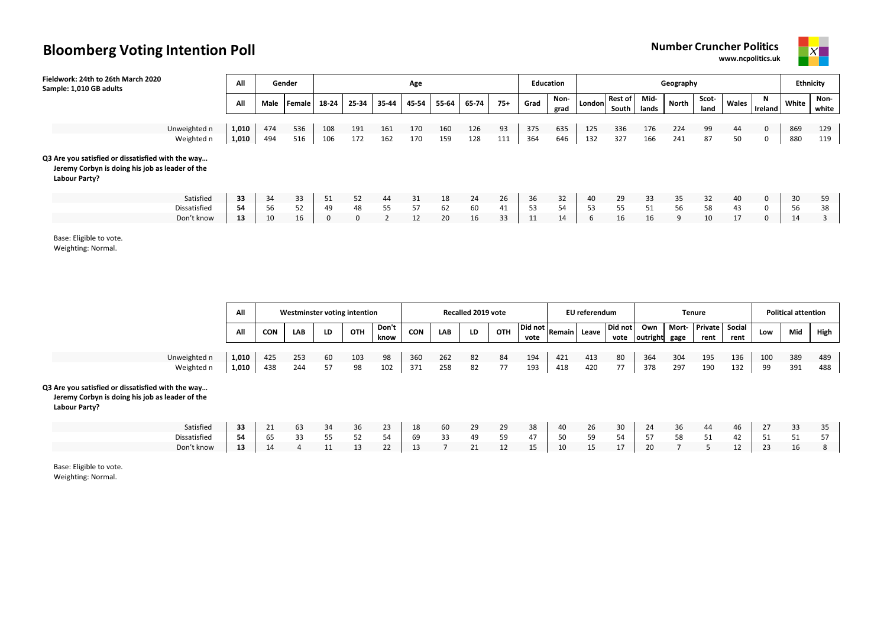# Bloomberg Voting Intention Poll

**Number Cruncher Politics**
www.ncpolitics.uk

**Fieldwork: 24th to 26th March 2020**
**Sample: 1,010 GB adults**

| | All | Gender | | Age | | | | | | | Education | | Geography | | | | | | | Ethnicity | |
|---|---|---|---|---|---|---|---|---|---|---|---|---|---|---|---|---|---|---|---|---|---|
| | All | Male | Female | 18-24 | 25-34 | 35-44 | 45-54 | 55-64 | 65-74 | 75+ | Grad | Non-grad | London | Rest of South | Mid-lands | North | Scot-land | Wales | N Ireland | White | Non-white |
| Unweighted n | 1,010 | 474 | 536 | 108 | 191 | 161 | 170 | 160 | 126 | 93 | 375 | 635 | 125 | 336 | 176 | 224 | 99 | 44 | 0 | 869 | 129 |
| Weighted n | 1,010 | 494 | 516 | 106 | 172 | 162 | 170 | 159 | 128 | 111 | 364 | 646 | 132 | 327 | 166 | 241 | 87 | 50 | 0 | 880 | 119 |
| **Q3 Are you satisfied or dissatisfied with the way… Jeremy Corbyn is doing his job as leader of the Labour Party?** | | | | | | | | | | | | | | | | | | | | | |
| Satisfied | 33 | 34 | 33 | 51 | 52 | 44 | 31 | 18 | 24 | 26 | 36 | 32 | 40 | 29 | 33 | 35 | 32 | 40 | 0 | 30 | 59 |
| Dissatisfied | 54 | 56 | 52 | 49 | 48 | 55 | 57 | 62 | 60 | 41 | 53 | 54 | 53 | 55 | 51 | 56 | 58 | 43 | 0 | 56 | 38 |
| Don't know | 13 | 10 | 16 | 0 | 0 | 2 | 12 | 20 | 16 | 33 | 11 | 14 | 6 | 16 | 16 | 9 | 10 | 17 | 0 | 14 | 3 |

Base: Eligible to vote.
Weighting: Normal.

| | All | Westminster voting intention | | | | | Recalled 2019 vote | | | | | EU referendum | | | Tenure | | | | Political attention | | |
|---|---|---|---|---|---|---|---|---|---|---|---|---|---|---|---|---|---|---|---|---|---|
| | All | CON | LAB | LD | OTH | Don't know | CON | LAB | LD | OTH | Did not vote | Remain | Leave | Did not vote | Own outright | Mort-gage | Private rent | Social rent | Low | Mid | High |
| Unweighted n | 1,010 | 425 | 253 | 60 | 103 | 98 | 360 | 262 | 82 | 84 | 194 | 421 | 413 | 80 | 364 | 304 | 195 | 136 | 100 | 389 | 489 |
| Weighted n | 1,010 | 438 | 244 | 57 | 98 | 102 | 371 | 258 | 82 | 77 | 193 | 418 | 420 | 77 | 378 | 297 | 190 | 132 | 99 | 391 | 488 |
| **Q3 Are you satisfied or dissatisfied with the way… Jeremy Corbyn is doing his job as leader of the Labour Party?** | | | | | | | | | | | | | | | | | | | | | |
| Satisfied | 33 | 21 | 63 | 34 | 36 | 23 | 18 | 60 | 29 | 29 | 38 | 40 | 26 | 30 | 24 | 36 | 44 | 46 | 27 | 33 | 35 |
| Dissatisfied | 54 | 65 | 33 | 55 | 52 | 54 | 69 | 33 | 49 | 59 | 47 | 50 | 59 | 54 | 57 | 58 | 51 | 42 | 51 | 51 | 57 |
| Don't know | 13 | 14 | 4 | 11 | 13 | 22 | 13 | 7 | 21 | 12 | 15 | 10 | 15 | 17 | 20 | 7 | 5 | 12 | 23 | 16 | 8 |

Base: Eligible to vote.
Weighting: Normal.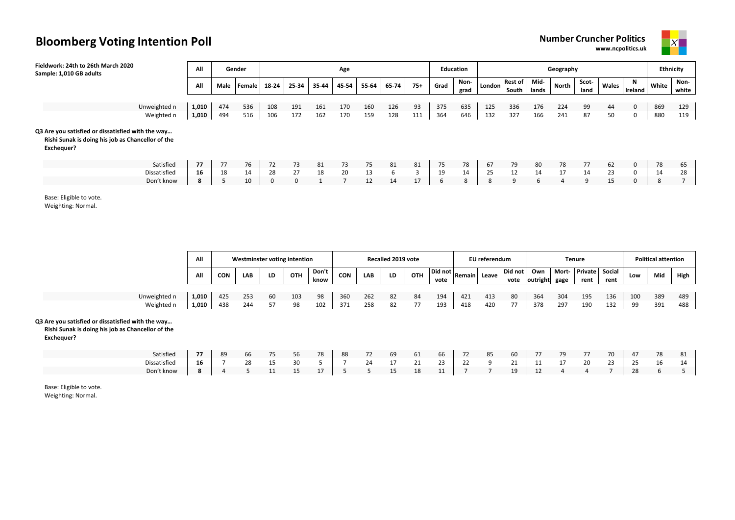# Bloomberg Voting Intention Poll

**Number Cruncher Politics**
**www.ncpolitics.uk**

**Fieldwork: 24th to 26th March 2020**
**Sample: 1,010 GB adults**

| | All | Gender | | Age | | | | | | | Education | | Geography | | | | | | | Ethnicity | |
|---|---|---|---|---|---|---|---|---|---|---|---|---|---|---|---|---|---|---|---|---|---|
| | All | Male | Female | 18-24 | 25-34 | 35-44 | 45-54 | 55-64 | 65-74 | 75+ | Grad | Non-grad | London | Rest of South | Mid-lands | North | Scot-land | Wales | N Ireland | White | Non-white |
| Unweighted n | 1,010 | 474 | 536 | 108 | 191 | 161 | 170 | 160 | 126 | 93 | 375 | 635 | 125 | 336 | 176 | 224 | 99 | 44 | 0 | 869 | 129 |
| Weighted n | 1,010 | 494 | 516 | 106 | 172 | 162 | 170 | 159 | 128 | 111 | 364 | 646 | 132 | 327 | 166 | 241 | 87 | 50 | 0 | 880 | 119 |
| **Q3 Are you satisfied or dissatisfied with the way… Rishi Sunak is doing his job as Chancellor of the Exchequer?** | | | | | | | | | | | | | | | | | | | | | |
| Satisfied | 77 | 77 | 76 | 72 | 73 | 81 | 73 | 75 | 81 | 81 | 75 | 78 | 67 | 79 | 80 | 78 | 77 | 62 | 0 | 78 | 65 |
| Dissatisfied | 16 | 18 | 14 | 28 | 27 | 18 | 20 | 13 | 6 | 3 | 19 | 14 | 25 | 12 | 14 | 17 | 14 | 23 | 0 | 14 | 28 |
| Don't know | 8 | 5 | 10 | 0 | 0 | 1 | 7 | 12 | 14 | 17 | 6 | 8 | 8 | 9 | 6 | 4 | 9 | 15 | 0 | 8 | 7 |

Base: Eligible to vote.
Weighting: Normal.

| | All | Westminster voting intention | | | | | Recalled 2019 vote | | | | | EU referendum | | | Tenure | | | | Political attention | | |
|---|---|---|---|---|---|---|---|---|---|---|---|---|---|---|---|---|---|---|---|---|---|
| | All | CON | LAB | LD | OTH | Don't know | CON | LAB | LD | OTH | Did not vote | Remain | Leave | Did not vote | Own outright | Mort-gage | Private rent | Social rent | Low | Mid | High |
| Unweighted n | 1,010 | 425 | 253 | 60 | 103 | 98 | 360 | 262 | 82 | 84 | 194 | 421 | 413 | 80 | 364 | 304 | 195 | 136 | 100 | 389 | 489 |
| Weighted n | 1,010 | 438 | 244 | 57 | 98 | 102 | 371 | 258 | 82 | 77 | 193 | 418 | 420 | 77 | 378 | 297 | 190 | 132 | 99 | 391 | 488 |
| **Q3 Are you satisfied or dissatisfied with the way… Rishi Sunak is doing his job as Chancellor of the Exchequer?** | | | | | | | | | | | | | | | | | | | | | |
| Satisfied | 77 | 89 | 66 | 75 | 56 | 78 | 88 | 72 | 69 | 61 | 66 | 72 | 85 | 60 | 77 | 79 | 77 | 70 | 47 | 78 | 81 |
| Dissatisfied | 16 | 7 | 28 | 15 | 30 | 5 | 7 | 24 | 17 | 21 | 23 | 22 | 9 | 21 | 11 | 17 | 20 | 23 | 25 | 16 | 14 |
| Don't know | 8 | 4 | 5 | 11 | 15 | 17 | 5 | 5 | 15 | 18 | 11 | 7 | 7 | 19 | 12 | 4 | 4 | 7 | 28 | 6 | 5 |

Base: Eligible to vote.
Weighting: Normal.